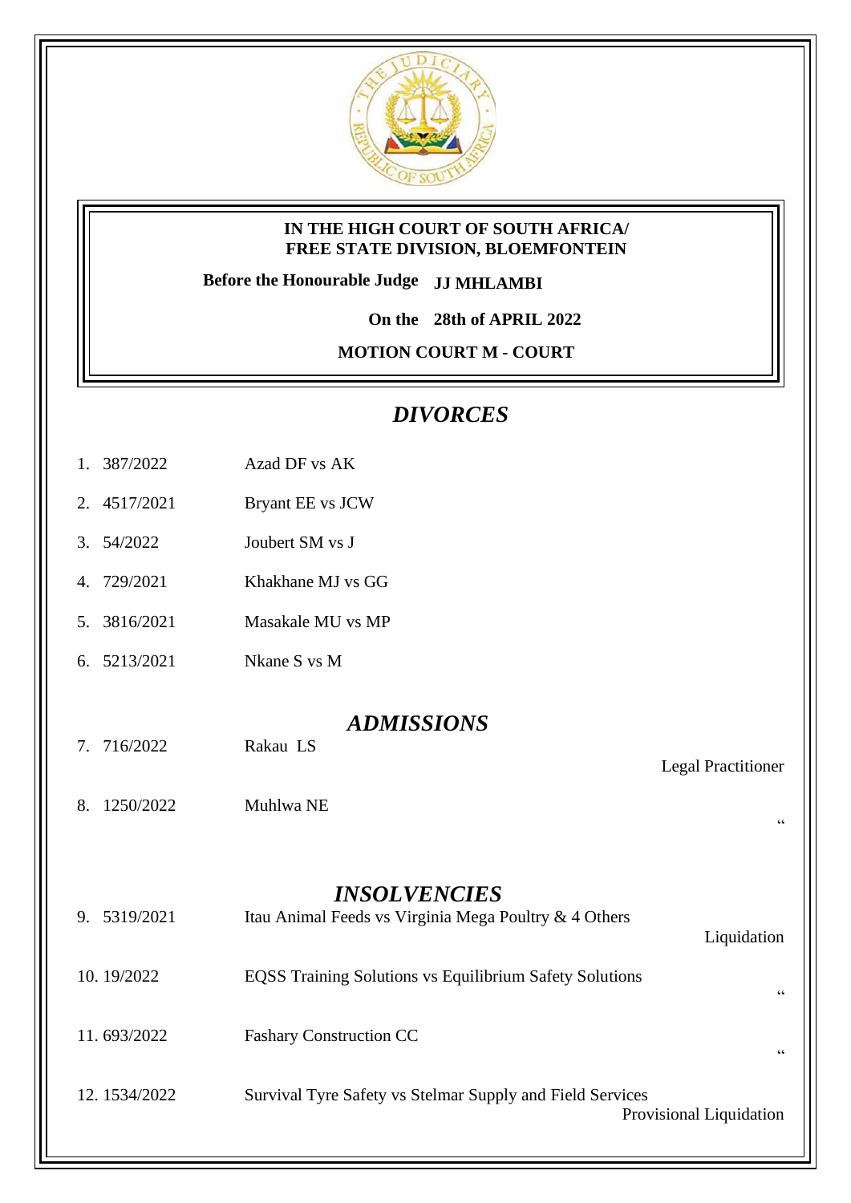**IN THE HIGH COURT OF SOUTH AFRICA/
FREE STATE DIVISION, BLOEMFONTEIN**

**Before the Honourable Judge JJ MHLAMBI**

**On the 28th of APRIL 2022**

**MOTION COURT M - COURT**

## *DIVORCES*

| | Case No. | Parties | |
|---|---|---|---|
| 1. | 387/2022 | Azad DF vs AK | |
| 2. | 4517/2021 | Bryant EE vs JCW | |
| 3. | 54/2022 | Joubert SM vs J | |
| 4. | 729/2021 | Khakhane MJ vs GG | |
| 5. | 3816/2021 | Masakale MU vs MP | |
| 6. | 5213/2021 | Nkane S vs M | |

## *ADMISSIONS*

| | Case No. | Parties | |
|---|---|---|---|
| 7. | 716/2022 | Rakau LS | Legal Practitioner |
| 8. | 1250/2022 | Muhlwa NE | " |

## *INSOLVENCIES*

| | Case No. | Parties | |
|---|---|---|---|
| 9. | 5319/2021 | Itau Animal Feeds vs Virginia Mega Poultry & 4 Others | Liquidation |
| 10. | 19/2022 | EQSS Training Solutions vs Equilibrium Safety Solutions | " |
| 11. | 693/2022 | Fashary Construction CC | " |
| 12. | 1534/2022 | Survival Tyre Safety vs Stelmar Supply and Field Services | Provisional Liquidation |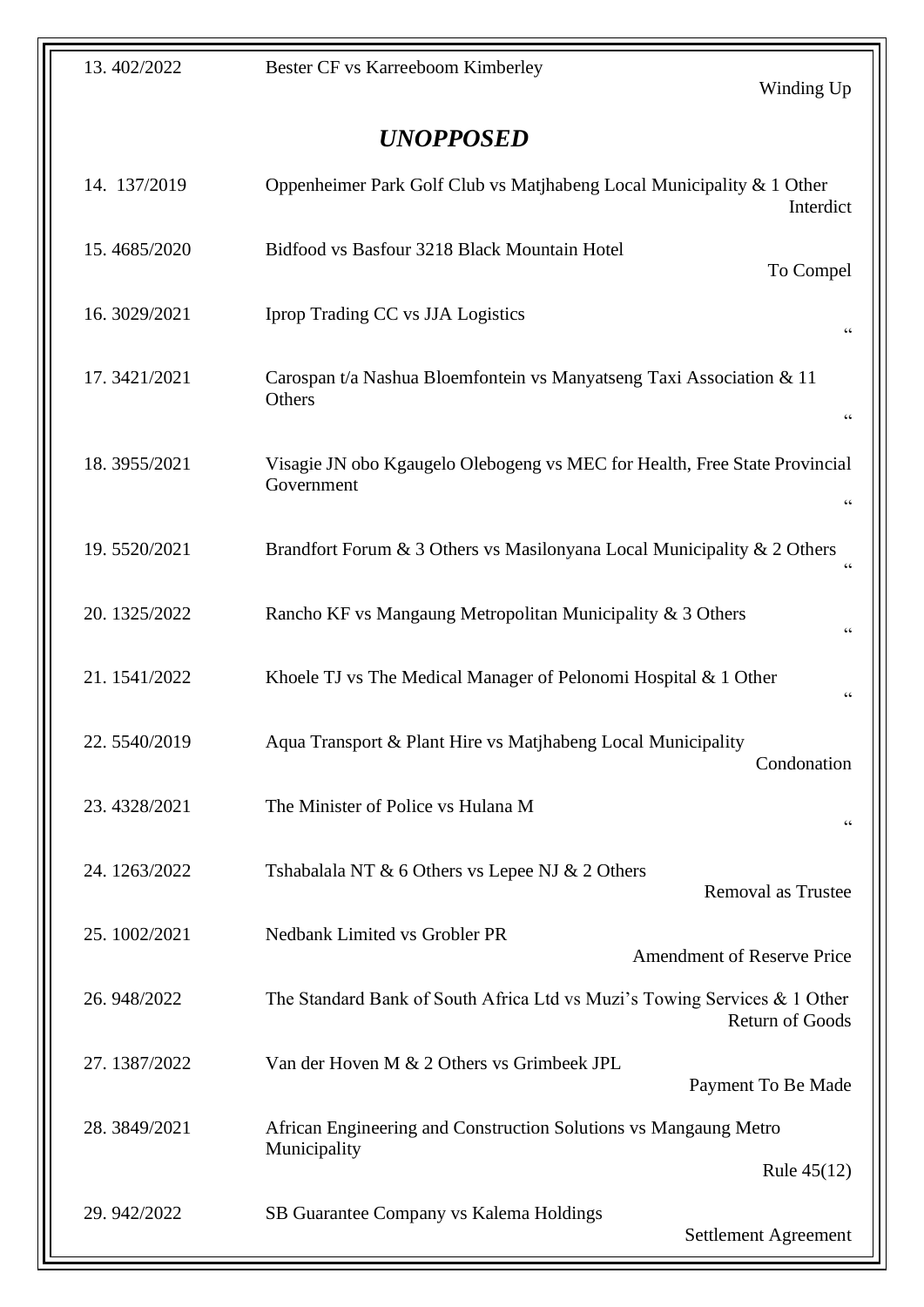| No. | Case | Matter |
|---|---|---|
| 13. 402/2022 | Bester CF vs Karreeboom Kimberley | Winding Up |

## *UNOPPOSED*

| No. | Case | Matter |
|---|---|---|
| 14. 137/2019 | Oppenheimer Park Golf Club vs Matjhabeng Local Municipality & 1 Other | Interdict |
| 15. 4685/2020 | Bidfood vs Basfour 3218 Black Mountain Hotel | To Compel |
| 16. 3029/2021 | Iprop Trading CC vs JJA Logistics | " |
| 17. 3421/2021 | Carospan t/a Nashua Bloemfontein vs Manyatseng Taxi Association & 11 Others | " |
| 18. 3955/2021 | Visagie JN obo Kgaugelo Olebogeng vs MEC for Health, Free State Provincial Government | " |
| 19. 5520/2021 | Brandfort Forum & 3 Others vs Masilonyana Local Municipality & 2 Others | " |
| 20. 1325/2022 | Rancho KF vs Mangaung Metropolitan Municipality & 3 Others | " |
| 21. 1541/2022 | Khoele TJ vs The Medical Manager of Pelonomi Hospital & 1 Other | " |
| 22. 5540/2019 | Aqua Transport & Plant Hire vs Matjhabeng Local Municipality | Condonation |
| 23. 4328/2021 | The Minister of Police vs Hulana M | " |
| 24. 1263/2022 | Tshabalala NT & 6 Others vs Lepee NJ & 2 Others | Removal as Trustee |
| 25. 1002/2021 | Nedbank Limited vs Grobler PR | Amendment of Reserve Price |
| 26. 948/2022 | The Standard Bank of South Africa Ltd vs Muzi's Towing Services & 1 Other | Return of Goods |
| 27. 1387/2022 | Van der Hoven M & 2 Others vs Grimbeek JPL | Payment To Be Made |
| 28. 3849/2021 | African Engineering and Construction Solutions vs Mangaung Metro Municipality | Rule 45(12) |
| 29. 942/2022 | SB Guarantee Company vs Kalema Holdings | Settlement Agreement |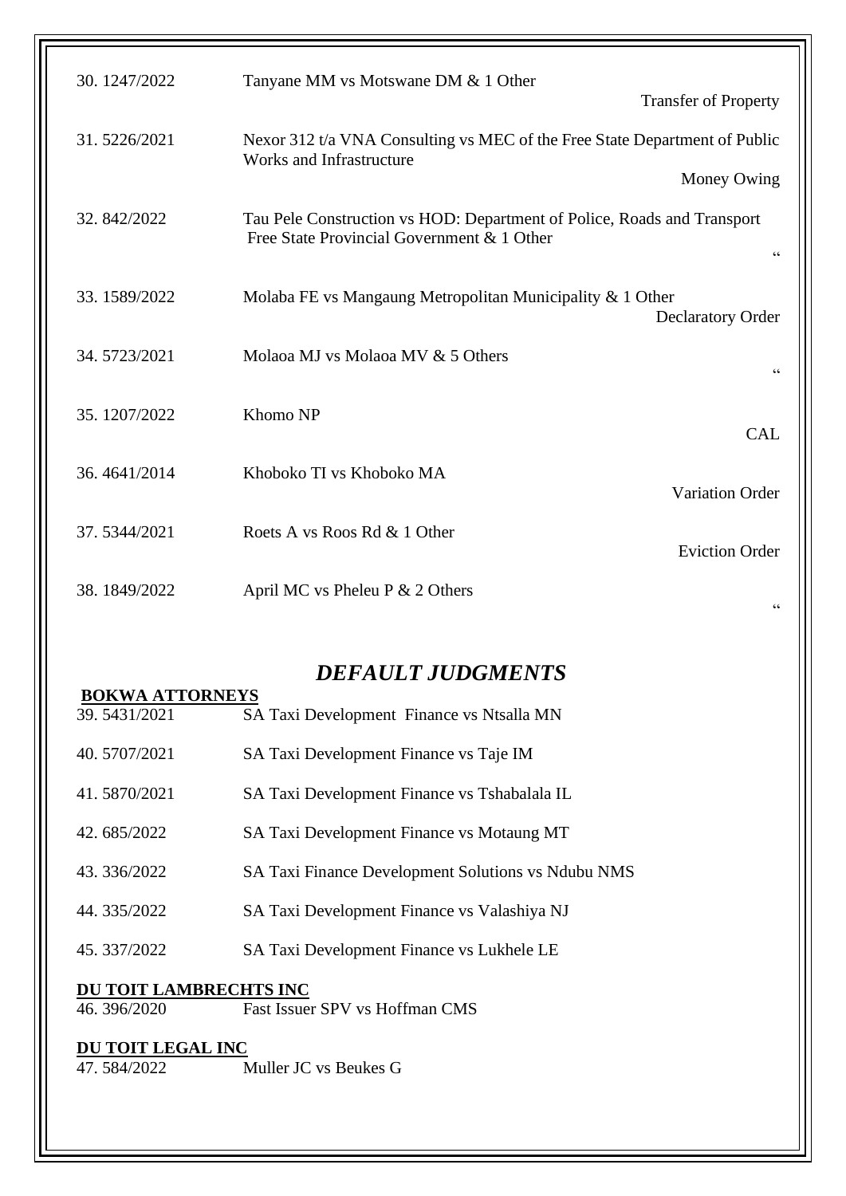| | | |
|---|---|---|
| 30. 1247/2022 | Tanyane MM vs Motswane DM & 1 Other | Transfer of Property |
| 31. 5226/2021 | Nexor 312 t/a VNA Consulting vs MEC of the Free State Department of Public Works and Infrastructure | Money Owing |
| 32. 842/2022 | Tau Pele Construction vs HOD: Department of Police, Roads and Transport Free State Provincial Government & 1 Other | " |
| 33. 1589/2022 | Molaba FE vs Mangaung Metropolitan Municipality & 1 Other | Declaratory Order |
| 34. 5723/2021 | Molaoa MJ vs Molaoa MV & 5 Others | " |
| 35. 1207/2022 | Khomo NP | CAL |
| 36. 4641/2014 | Khoboko TI vs Khoboko MA | Variation Order |
| 37. 5344/2021 | Roets A vs Roos Rd & 1 Other | Eviction Order |
| 38. 1849/2022 | April MC vs Pheleu P & 2 Others | " |

## *DEFAULT JUDGMENTS*

**BOKWA ATTORNEYS**

| | |
|---|---|
| 39. 5431/2021 | SA Taxi Development Finance vs Ntsalla MN |
| 40. 5707/2021 | SA Taxi Development Finance vs Taje IM |
| 41. 5870/2021 | SA Taxi Development Finance vs Tshabalala IL |
| 42. 685/2022 | SA Taxi Development Finance vs Motaung MT |
| 43. 336/2022 | SA Taxi Finance Development Solutions vs Ndubu NMS |
| 44. 335/2022 | SA Taxi Development Finance vs Valashiya NJ |
| 45. 337/2022 | SA Taxi Development Finance vs Lukhele LE |

**DU TOIT LAMBRECHTS INC**

| | |
|---|---|
| 46. 396/2020 | Fast Issuer SPV vs Hoffman CMS |

**DU TOIT LEGAL INC**

| | |
|---|---|
| 47. 584/2022 | Muller JC vs Beukes G |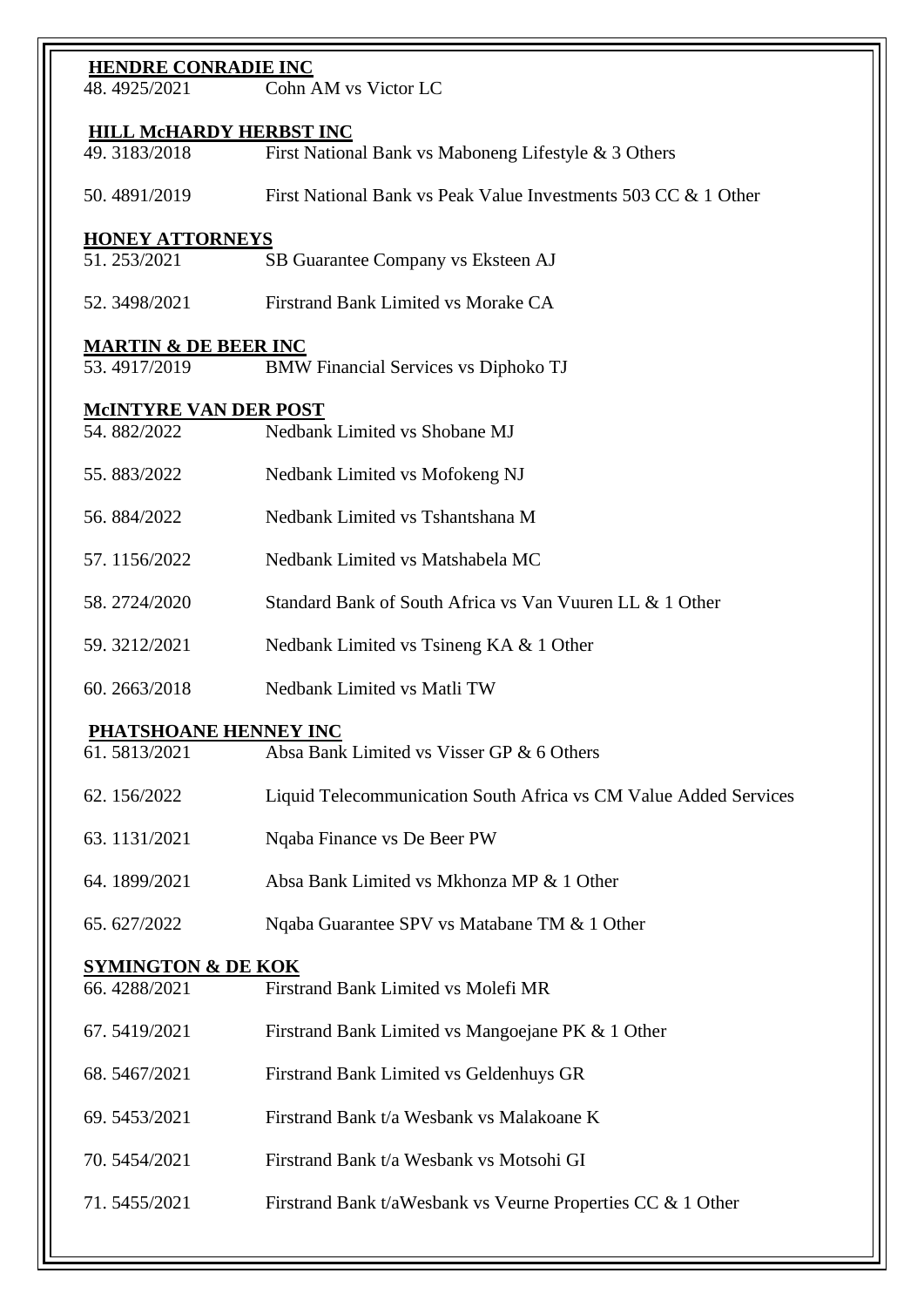**HENDRE CONRADIE INC**

48. 4925/2021 Cohn AM vs Victor LC

**HILL McHARDY HERBST INC**

49. 3183/2018 First National Bank vs Maboneng Lifestyle & 3 Others

50. 4891/2019 First National Bank vs Peak Value Investments 503 CC & 1 Other

**HONEY ATTORNEYS**

51. 253/2021 SB Guarantee Company vs Eksteen AJ

52. 3498/2021 Firstrand Bank Limited vs Morake CA

**MARTIN & DE BEER INC**

53. 4917/2019 BMW Financial Services vs Diphoko TJ

**McINTYRE VAN DER POST**

54. 882/2022 Nedbank Limited vs Shobane MJ

55. 883/2022 Nedbank Limited vs Mofokeng NJ

56. 884/2022 Nedbank Limited vs Tshantshana M

57. 1156/2022 Nedbank Limited vs Matshabela MC

58. 2724/2020 Standard Bank of South Africa vs Van Vuuren LL & 1 Other

59. 3212/2021 Nedbank Limited vs Tsineng KA & 1 Other

60. 2663/2018 Nedbank Limited vs Matli TW

**PHATSHOANE HENNEY INC**

61. 5813/2021 Absa Bank Limited vs Visser GP & 6 Others

62. 156/2022 Liquid Telecommunication South Africa vs CM Value Added Services

63. 1131/2021 Nqaba Finance vs De Beer PW

64. 1899/2021 Absa Bank Limited vs Mkhonza MP & 1 Other

65. 627/2022 Nqaba Guarantee SPV vs Matabane TM & 1 Other

**SYMINGTON & DE KOK**

66. 4288/2021 Firstrand Bank Limited vs Molefi MR

67. 5419/2021 Firstrand Bank Limited vs Mangoejane PK & 1 Other

68. 5467/2021 Firstrand Bank Limited vs Geldenhuys GR

69. 5453/2021 Firstrand Bank t/a Wesbank vs Malakoane K

70. 5454/2021 Firstrand Bank t/a Wesbank vs Motsohi GI

71. 5455/2021 Firstrand Bank t/aWesbank vs Veurne Properties CC & 1 Other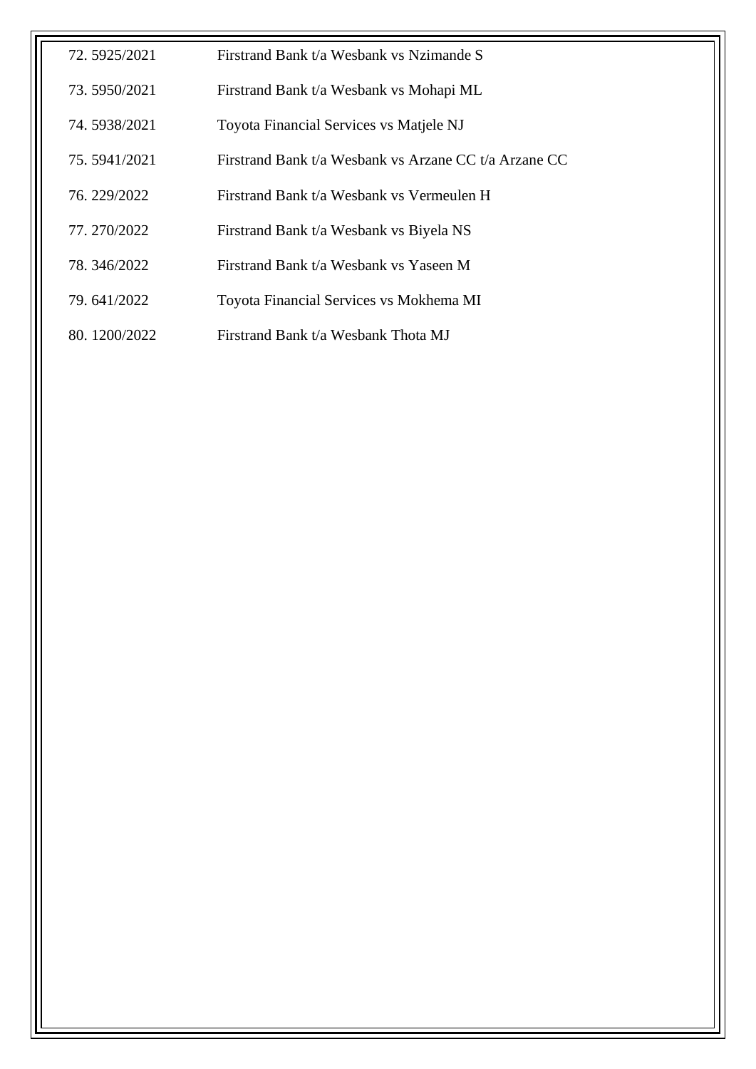72. 5925/2021 Firstrand Bank t/a Wesbank vs Nzimande S

73. 5950/2021 Firstrand Bank t/a Wesbank vs Mohapi ML

74. 5938/2021 Toyota Financial Services vs Matjele NJ

75. 5941/2021 Firstrand Bank t/a Wesbank vs Arzane CC t/a Arzane CC

76. 229/2022 Firstrand Bank t/a Wesbank vs Vermeulen H

77. 270/2022 Firstrand Bank t/a Wesbank vs Biyela NS

78. 346/2022 Firstrand Bank t/a Wesbank vs Yaseen M

79. 641/2022 Toyota Financial Services vs Mokhema MI

80. 1200/2022 Firstrand Bank t/a Wesbank Thota MJ